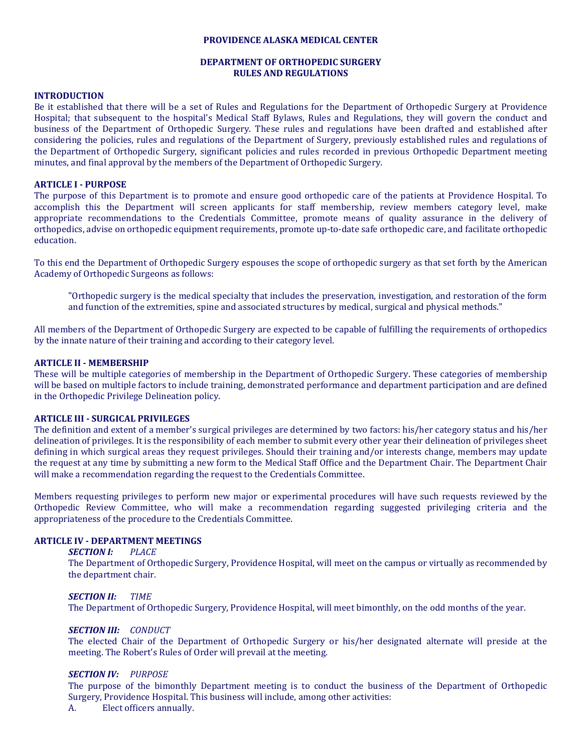# PROVIDENCE ALASKA MEDICAL CENTER

## DEPARTMENT OF ORTHOPEDIC SURGERY
## RULES AND REGULATIONS

**INTRODUCTION**

Be it established that there will be a set of Rules and Regulations for the Department of Orthopedic Surgery at Providence Hospital; that subsequent to the hospital's Medical Staff Bylaws, Rules and Regulations, they will govern the conduct and business of the Department of Orthopedic Surgery. These rules and regulations have been drafted and established after considering the policies, rules and regulations of the Department of Surgery, previously established rules and regulations of the Department of Orthopedic Surgery, significant policies and rules recorded in previous Orthopedic Department meeting minutes, and final approval by the members of the Department of Orthopedic Surgery.

**ARTICLE I - PURPOSE**

The purpose of this Department is to promote and ensure good orthopedic care of the patients at Providence Hospital. To accomplish this the Department will screen applicants for staff membership, review members category level, make appropriate recommendations to the Credentials Committee, promote means of quality assurance in the delivery of orthopedics, advise on orthopedic equipment requirements, promote up-to-date safe orthopedic care, and facilitate orthopedic education.

To this end the Department of Orthopedic Surgery espouses the scope of orthopedic surgery as that set forth by the American Academy of Orthopedic Surgeons as follows:

> "Orthopedic surgery is the medical specialty that includes the preservation, investigation, and restoration of the form and function of the extremities, spine and associated structures by medical, surgical and physical methods."

All members of the Department of Orthopedic Surgery are expected to be capable of fulfilling the requirements of orthopedics by the innate nature of their training and according to their category level.

**ARTICLE II - MEMBERSHIP**

These will be multiple categories of membership in the Department of Orthopedic Surgery. These categories of membership will be based on multiple factors to include training, demonstrated performance and department participation and are defined in the Orthopedic Privilege Delineation policy.

**ARTICLE III - SURGICAL PRIVILEGES**

The definition and extent of a member's surgical privileges are determined by two factors: his/her category status and his/her delineation of privileges. It is the responsibility of each member to submit every other year their delineation of privileges sheet defining in which surgical areas they request privileges. Should their training and/or interests change, members may update the request at any time by submitting a new form to the Medical Staff Office and the Department Chair. The Department Chair will make a recommendation regarding the request to the Credentials Committee.

Members requesting privileges to perform new major or experimental procedures will have such requests reviewed by the Orthopedic Review Committee, who will make a recommendation regarding suggested privileging criteria and the appropriateness of the procedure to the Credentials Committee.

**ARTICLE IV - DEPARTMENT MEETINGS**

***SECTION I:*** *PLACE*

The Department of Orthopedic Surgery, Providence Hospital, will meet on the campus or virtually as recommended by the department chair.

***SECTION II:*** *TIME*

The Department of Orthopedic Surgery, Providence Hospital, will meet bimonthly, on the odd months of the year.

***SECTION III:*** *CONDUCT*

The elected Chair of the Department of Orthopedic Surgery or his/her designated alternate will preside at the meeting. The Robert's Rules of Order will prevail at the meeting.

***SECTION IV:*** *PURPOSE*

The purpose of the bimonthly Department meeting is to conduct the business of the Department of Orthopedic Surgery, Providence Hospital. This business will include, among other activities:

A. Elect officers annually.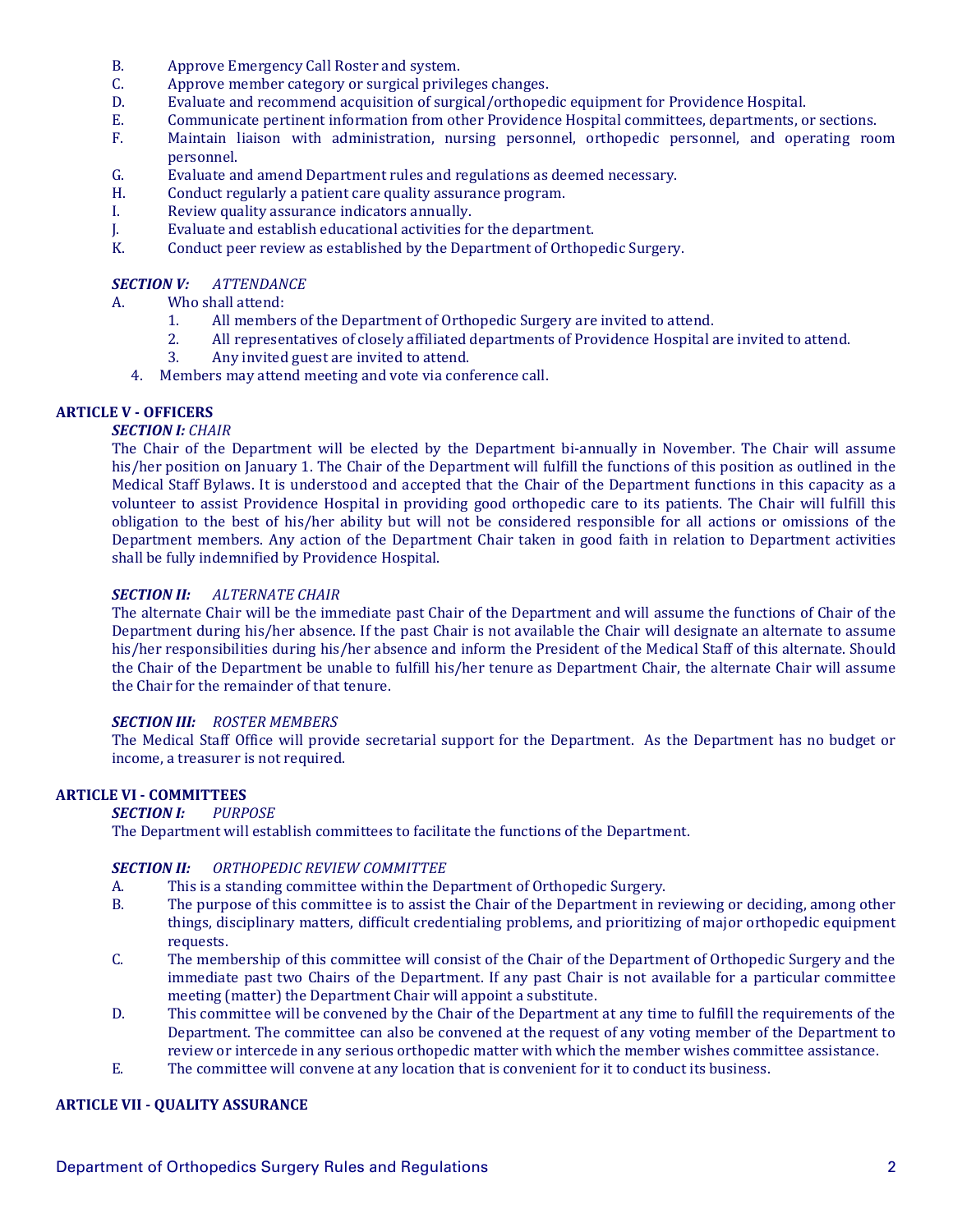B. Approve Emergency Call Roster and system.
C. Approve member category or surgical privileges changes.
D. Evaluate and recommend acquisition of surgical/orthopedic equipment for Providence Hospital.
E. Communicate pertinent information from other Providence Hospital committees, departments, or sections.
F. Maintain liaison with administration, nursing personnel, orthopedic personnel, and operating room personnel.
G. Evaluate and amend Department rules and regulations as deemed necessary.
H. Conduct regularly a patient care quality assurance program.
I. Review quality assurance indicators annually.
J. Evaluate and establish educational activities for the department.
K. Conduct peer review as established by the Department of Orthopedic Surgery.

***SECTION V:*** *ATTENDANCE*

A. Who shall attend:
   1. All members of the Department of Orthopedic Surgery are invited to attend.
   2. All representatives of closely affiliated departments of Providence Hospital are invited to attend.
   3. Any invited guest are invited to attend.
   4. Members may attend meeting and vote via conference call.

## ARTICLE V - OFFICERS

***SECTION I:*** *CHAIR*

The Chair of the Department will be elected by the Department bi-annually in November. The Chair will assume his/her position on January 1. The Chair of the Department will fulfill the functions of this position as outlined in the Medical Staff Bylaws. It is understood and accepted that the Chair of the Department functions in this capacity as a volunteer to assist Providence Hospital in providing good orthopedic care to its patients. The Chair will fulfill this obligation to the best of his/her ability but will not be considered responsible for all actions or omissions of the Department members. Any action of the Department Chair taken in good faith in relation to Department activities shall be fully indemnified by Providence Hospital.

***SECTION II:*** *ALTERNATE CHAIR*

The alternate Chair will be the immediate past Chair of the Department and will assume the functions of Chair of the Department during his/her absence. If the past Chair is not available the Chair will designate an alternate to assume his/her responsibilities during his/her absence and inform the President of the Medical Staff of this alternate. Should the Chair of the Department be unable to fulfill his/her tenure as Department Chair, the alternate Chair will assume the Chair for the remainder of that tenure.

***SECTION III:*** *ROSTER MEMBERS*

The Medical Staff Office will provide secretarial support for the Department. As the Department has no budget or income, a treasurer is not required.

## ARTICLE VI - COMMITTEES

***SECTION I:*** *PURPOSE*

The Department will establish committees to facilitate the functions of the Department.

***SECTION II:*** *ORTHOPEDIC REVIEW COMMITTEE*

A. This is a standing committee within the Department of Orthopedic Surgery.
B. The purpose of this committee is to assist the Chair of the Department in reviewing or deciding, among other things, disciplinary matters, difficult credentialing problems, and prioritizing of major orthopedic equipment requests.
C. The membership of this committee will consist of the Chair of the Department of Orthopedic Surgery and the immediate past two Chairs of the Department. If any past Chair is not available for a particular committee meeting (matter) the Department Chair will appoint a substitute.
D. This committee will be convened by the Chair of the Department at any time to fulfill the requirements of the Department. The committee can also be convened at the request of any voting member of the Department to review or intercede in any serious orthopedic matter with which the member wishes committee assistance.
E. The committee will convene at any location that is convenient for it to conduct its business.

## ARTICLE VII - QUALITY ASSURANCE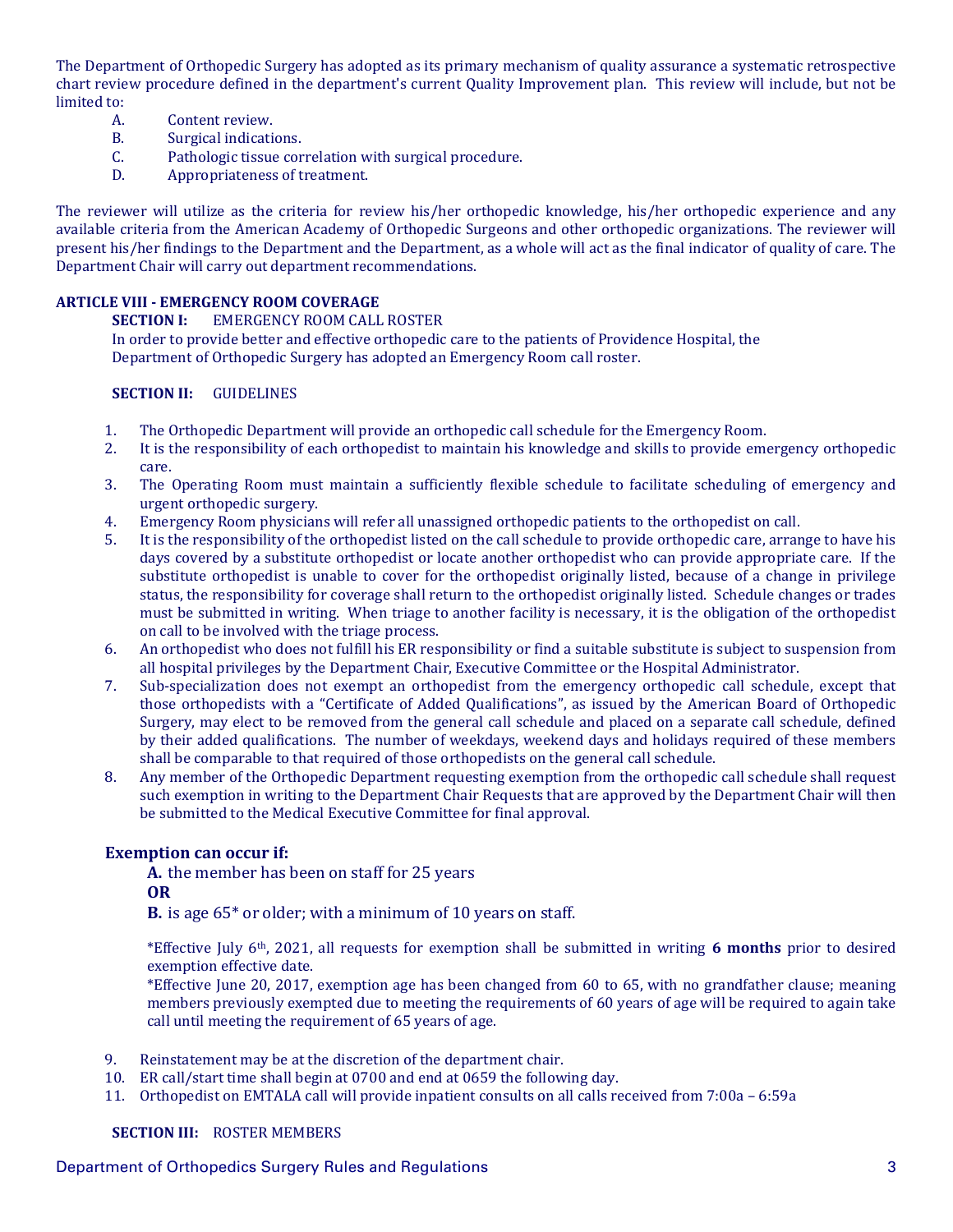The Department of Orthopedic Surgery has adopted as its primary mechanism of quality assurance a systematic retrospective chart review procedure defined in the department's current Quality Improvement plan. This review will include, but not be limited to:

A. Content review.
B. Surgical indications.
C. Pathologic tissue correlation with surgical procedure.
D. Appropriateness of treatment.

The reviewer will utilize as the criteria for review his/her orthopedic knowledge, his/her orthopedic experience and any available criteria from the American Academy of Orthopedic Surgeons and other orthopedic organizations. The reviewer will present his/her findings to the Department and the Department, as a whole will act as the final indicator of quality of care. The Department Chair will carry out department recommendations.

## ARTICLE VIII - EMERGENCY ROOM COVERAGE

**SECTION I:** EMERGENCY ROOM CALL ROSTER

In order to provide better and effective orthopedic care to the patients of Providence Hospital, the Department of Orthopedic Surgery has adopted an Emergency Room call roster.

**SECTION II:** GUIDELINES

1. The Orthopedic Department will provide an orthopedic call schedule for the Emergency Room.
2. It is the responsibility of each orthopedist to maintain his knowledge and skills to provide emergency orthopedic care.
3. The Operating Room must maintain a sufficiently flexible schedule to facilitate scheduling of emergency and urgent orthopedic surgery.
4. Emergency Room physicians will refer all unassigned orthopedic patients to the orthopedist on call.
5. It is the responsibility of the orthopedist listed on the call schedule to provide orthopedic care, arrange to have his days covered by a substitute orthopedist or locate another orthopedist who can provide appropriate care. If the substitute orthopedist is unable to cover for the orthopedist originally listed, because of a change in privilege status, the responsibility for coverage shall return to the orthopedist originally listed. Schedule changes or trades must be submitted in writing. When triage to another facility is necessary, it is the obligation of the orthopedist on call to be involved with the triage process.
6. An orthopedist who does not fulfill his ER responsibility or find a suitable substitute is subject to suspension from all hospital privileges by the Department Chair, Executive Committee or the Hospital Administrator.
7. Sub-specialization does not exempt an orthopedist from the emergency orthopedic call schedule, except that those orthopedists with a "Certificate of Added Qualifications", as issued by the American Board of Orthopedic Surgery, may elect to be removed from the general call schedule and placed on a separate call schedule, defined by their added qualifications. The number of weekdays, weekend days and holidays required of these members shall be comparable to that required of those orthopedists on the general call schedule.
8. Any member of the Orthopedic Department requesting exemption from the orthopedic call schedule shall request such exemption in writing to the Department Chair Requests that are approved by the Department Chair will then be submitted to the Medical Executive Committee for final approval.

### Exemption can occur if:

**A.** the member has been on staff for 25 years

**OR**

**B.** is age 65* or older; with a minimum of 10 years on staff.

*Effective July 6th, 2021, all requests for exemption shall be submitted in writing **6 months** prior to desired exemption effective date.

*Effective June 20, 2017, exemption age has been changed from 60 to 65, with no grandfather clause; meaning members previously exempted due to meeting the requirements of 60 years of age will be required to again take call until meeting the requirement of 65 years of age.

9. Reinstatement may be at the discretion of the department chair.
10. ER call/start time shall begin at 0700 and end at 0659 the following day.
11. Orthopedist on EMTALA call will provide inpatient consults on all calls received from 7:00a – 6:59a

**SECTION III:** ROSTER MEMBERS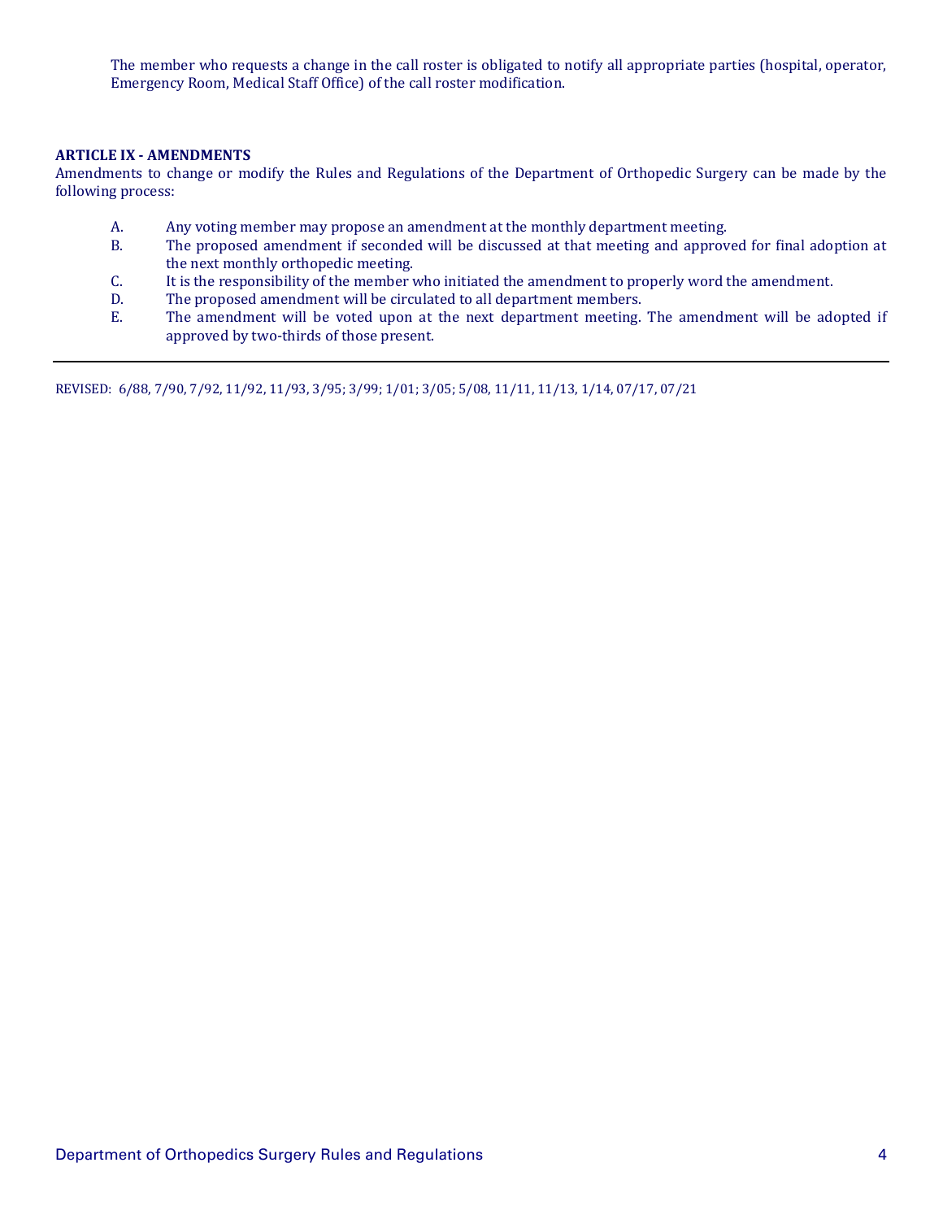The member who requests a change in the call roster is obligated to notify all appropriate parties (hospital, operator, Emergency Room, Medical Staff Office) of the call roster modification.

**ARTICLE IX - AMENDMENTS**

Amendments to change or modify the Rules and Regulations of the Department of Orthopedic Surgery can be made by the following process:

A. Any voting member may propose an amendment at the monthly department meeting.

B. The proposed amendment if seconded will be discussed at that meeting and approved for final adoption at the next monthly orthopedic meeting.

C. It is the responsibility of the member who initiated the amendment to properly word the amendment.

D. The proposed amendment will be circulated to all department members.

E. The amendment will be voted upon at the next department meeting. The amendment will be adopted if approved by two-thirds of those present.

---

REVISED: 6/88, 7/90, 7/92, 11/92, 11/93, 3/95; 3/99; 1/01; 3/05; 5/08, 11/11, 11/13, 1/14, 07/17, 07/21